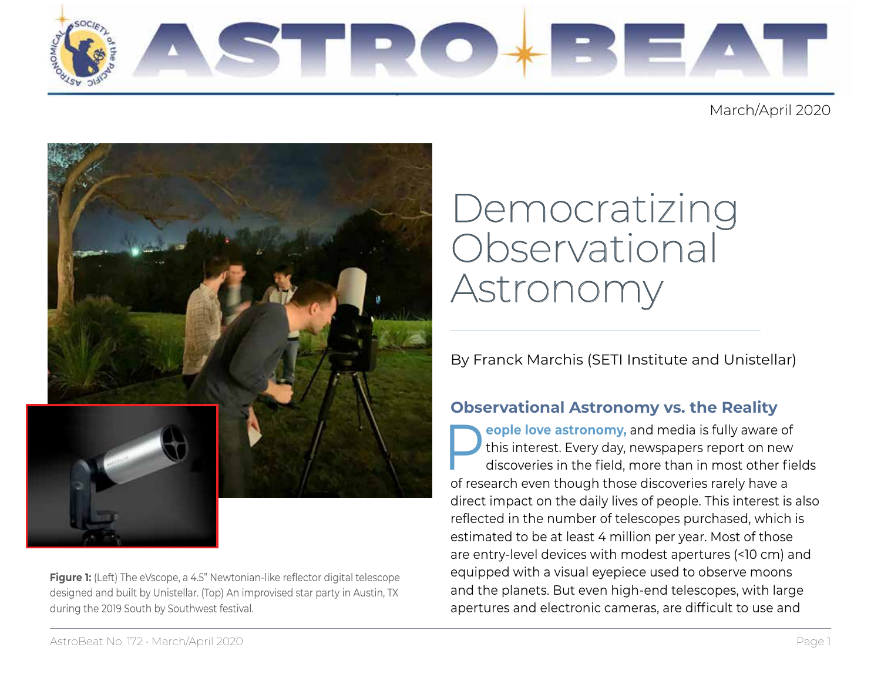# Democratizing Observational Astronomy

By Franck Marchis (SETI Institute and Unistellar)

Figure 1: (Left) The eVscope, a 4.5" Newtonian-like reflector digital telescope designed and built by Unistellar. (Top) An improvised star party in Austin, TX during the 2019 South by Southwest festival.

## Observational Astronomy vs. the Reality

**People love astronomy,** and media is fully aware of this interest. Every day, newspapers report on new discoveries in the field, more than in most other fields of research even though those discoveries rarely have a direct impact on the daily lives of people. This interest is also reflected in the number of telescopes purchased, which is estimated to be at least 4 million per year. Most of those are entry-level devices with modest apertures (<10 cm) and equipped with a visual eyepiece used to observe moons and the planets. But even high-end telescopes, with large apertures and electronic cameras, are difficult to use and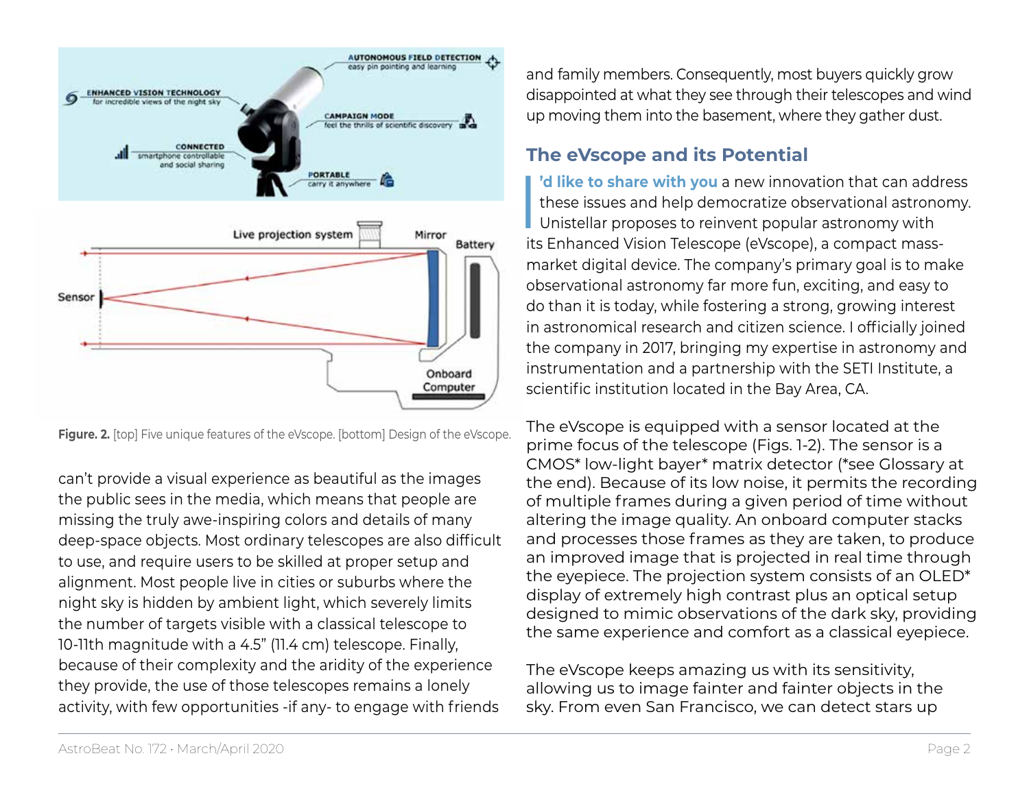Figure. 2. [top] Five unique features of the eVscope. [bottom] Design of the eVscope.

can't provide a visual experience as beautiful as the images the public sees in the media, which means that people are missing the truly awe-inspiring colors and details of many deep-space objects. Most ordinary telescopes are also difficult to use, and require users to be skilled at proper setup and alignment. Most people live in cities or suburbs where the night sky is hidden by ambient light, which severely limits the number of targets visible with a classical telescope to 10-11th magnitude with a 4.5" (11.4 cm) telescope. Finally, because of their complexity and the aridity of the experience they provide, the use of those telescopes remains a lonely activity, with few opportunities -if any- to engage with friends and family members. Consequently, most buyers quickly grow disappointed at what they see through their telescopes and wind up moving them into the basement, where they gather dust.

## The eVscope and its Potential

**I'd like to share with you** a new innovation that can address these issues and help democratize observational astronomy. Unistellar proposes to reinvent popular astronomy with its Enhanced Vision Telescope (eVscope), a compact mass-market digital device. The company's primary goal is to make observational astronomy far more fun, exciting, and easy to do than it is today, while fostering a strong, growing interest in astronomical research and citizen science. I officially joined the company in 2017, bringing my expertise in astronomy and instrumentation and a partnership with the SETI Institute, a scientific institution located in the Bay Area, CA.

The eVscope is equipped with a sensor located at the prime focus of the telescope (Figs. 1-2). The sensor is a CMOS* low-light bayer* matrix detector (*see Glossary at the end). Because of its low noise, it permits the recording of multiple frames during a given period of time without altering the image quality. An onboard computer stacks and processes those frames as they are taken, to produce an improved image that is projected in real time through the eyepiece. The projection system consists of an OLED* display of extremely high contrast plus an optical setup designed to mimic observations of the dark sky, providing the same experience and comfort as a classical eyepiece.

The eVscope keeps amazing us with its sensitivity, allowing us to image fainter and fainter objects in the sky. From even San Francisco, we can detect stars up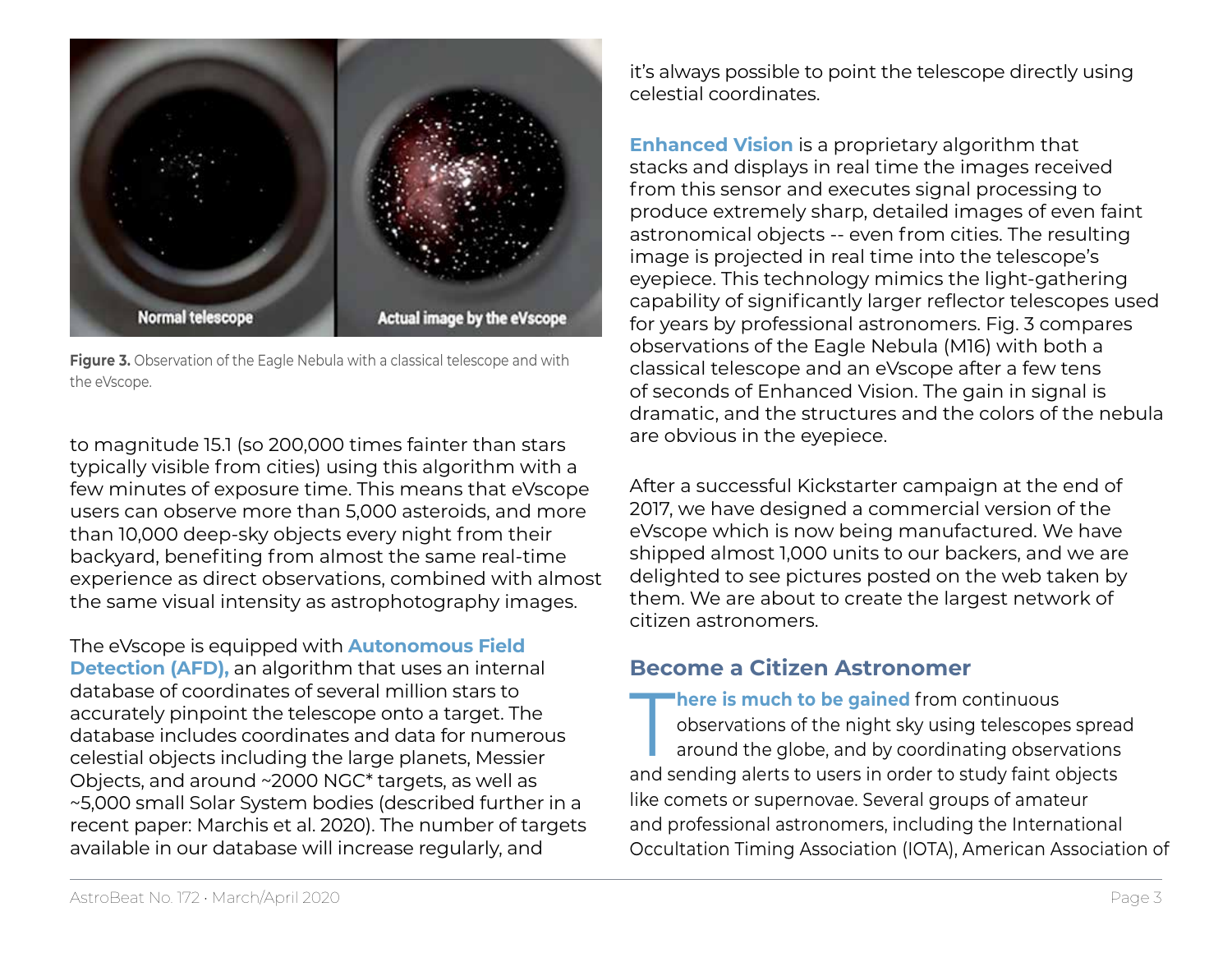**Figure 3.** Observation of the Eagle Nebula with a classical telescope and with the eVscope.

to magnitude 15.1 (so 200,000 times fainter than stars typically visible from cities) using this algorithm with a few minutes of exposure time. This means that eVscope users can observe more than 5,000 asteroids, and more than 10,000 deep-sky objects every night from their backyard, benefiting from almost the same real-time experience as direct observations, combined with almost the same visual intensity as astrophotography images.

The eVscope is equipped with **Autonomous Field Detection (AFD),** an algorithm that uses an internal database of coordinates of several million stars to accurately pinpoint the telescope onto a target. The database includes coordinates and data for numerous celestial objects including the large planets, Messier Objects, and around ~2000 NGC* targets, as well as ~5,000 small Solar System bodies (described further in a recent paper: Marchis et al. 2020). The number of targets available in our database will increase regularly, and it's always possible to point the telescope directly using celestial coordinates.

**Enhanced Vision** is a proprietary algorithm that stacks and displays in real time the images received from this sensor and executes signal processing to produce extremely sharp, detailed images of even faint astronomical objects -- even from cities. The resulting image is projected in real time into the telescope's eyepiece. This technology mimics the light-gathering capability of significantly larger reflector telescopes used for years by professional astronomers. Fig. 3 compares observations of the Eagle Nebula (M16) with both a classical telescope and an eVscope after a few tens of seconds of Enhanced Vision. The gain in signal is dramatic, and the structures and the colors of the nebula are obvious in the eyepiece.

After a successful Kickstarter campaign at the end of 2017, we have designed a commercial version of the eVscope which is now being manufactured. We have shipped almost 1,000 units to our backers, and we are delighted to see pictures posted on the web taken by them. We are about to create the largest network of citizen astronomers.

## Become a Citizen Astronomer

**There is much to be gained** from continuous observations of the night sky using telescopes spread around the globe, and by coordinating observations and sending alerts to users in order to study faint objects like comets or supernovae. Several groups of amateur and professional astronomers, including the International Occultation Timing Association (IOTA), American Association of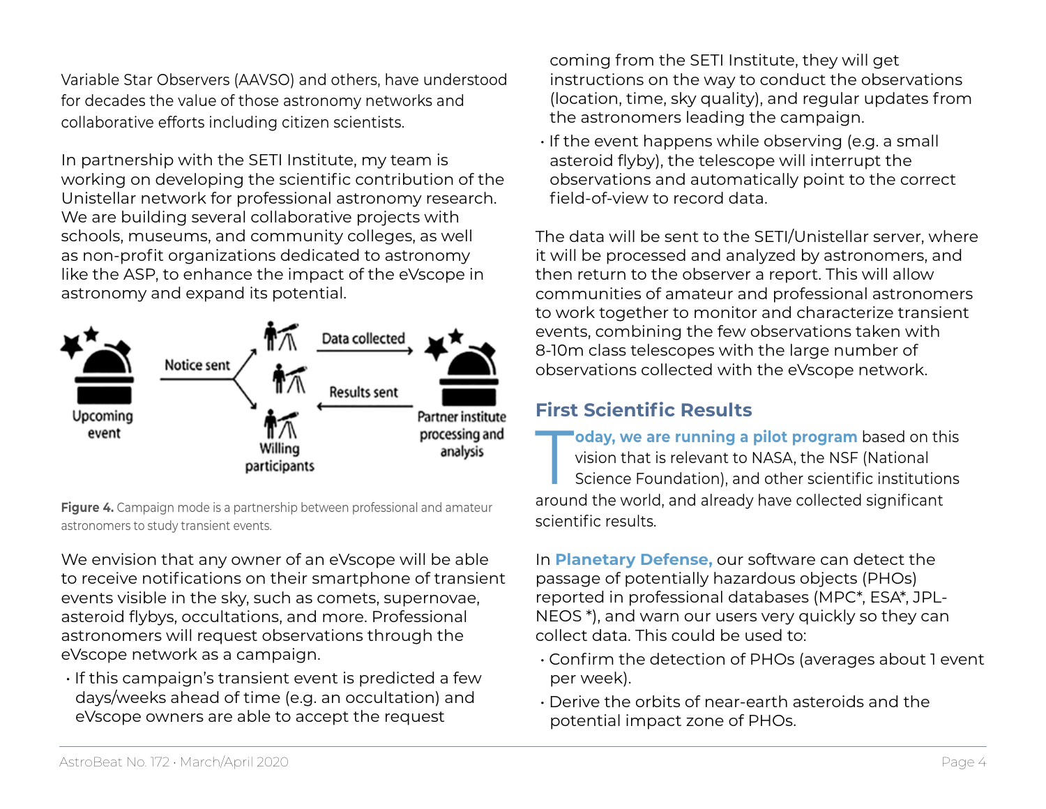Variable Star Observers (AAVSO) and others, have understood for decades the value of those astronomy networks and collaborative efforts including citizen scientists.

In partnership with the SETI Institute, my team is working on developing the scientific contribution of the Unistellar network for professional astronomy research. We are building several collaborative projects with schools, museums, and community colleges, as well as non-profit organizations dedicated to astronomy like the ASP, to enhance the impact of the eVscope in astronomy and expand its potential.

Upcoming event — Notice sent — Willing participants — Data collected — Partner institute processing and analysis — Results sent

**Figure 4.** Campaign mode is a partnership between professional and amateur astronomers to study transient events.

We envision that any owner of an eVscope will be able to receive notifications on their smartphone of transient events visible in the sky, such as comets, supernovae, asteroid flybys, occultations, and more. Professional astronomers will request observations through the eVscope network as a campaign.

- If this campaign's transient event is predicted a few days/weeks ahead of time (e.g. an occultation) and eVscope owners are able to accept the request coming from the SETI Institute, they will get instructions on the way to conduct the observations (location, time, sky quality), and regular updates from the astronomers leading the campaign.
- If the event happens while observing (e.g. a small asteroid flyby), the telescope will interrupt the observations and automatically point to the correct field-of-view to record data.

The data will be sent to the SETI/Unistellar server, where it will be processed and analyzed by astronomers, and then return to the observer a report. This will allow communities of amateur and professional astronomers to work together to monitor and characterize transient events, combining the few observations taken with 8-10m class telescopes with the large number of observations collected with the eVscope network.

## First Scientific Results

**Today, we are running a pilot program** based on this vision that is relevant to NASA, the NSF (National Science Foundation), and other scientific institutions around the world, and already have collected significant scientific results.

In **Planetary Defense,** our software can detect the passage of potentially hazardous objects (PHOs) reported in professional databases (MPC*, ESA*, JPL-NEOS *), and warn our users very quickly so they can collect data. This could be used to:

- Confirm the detection of PHOs (averages about 1 event per week).
- Derive the orbits of near-earth asteroids and the potential impact zone of PHOs.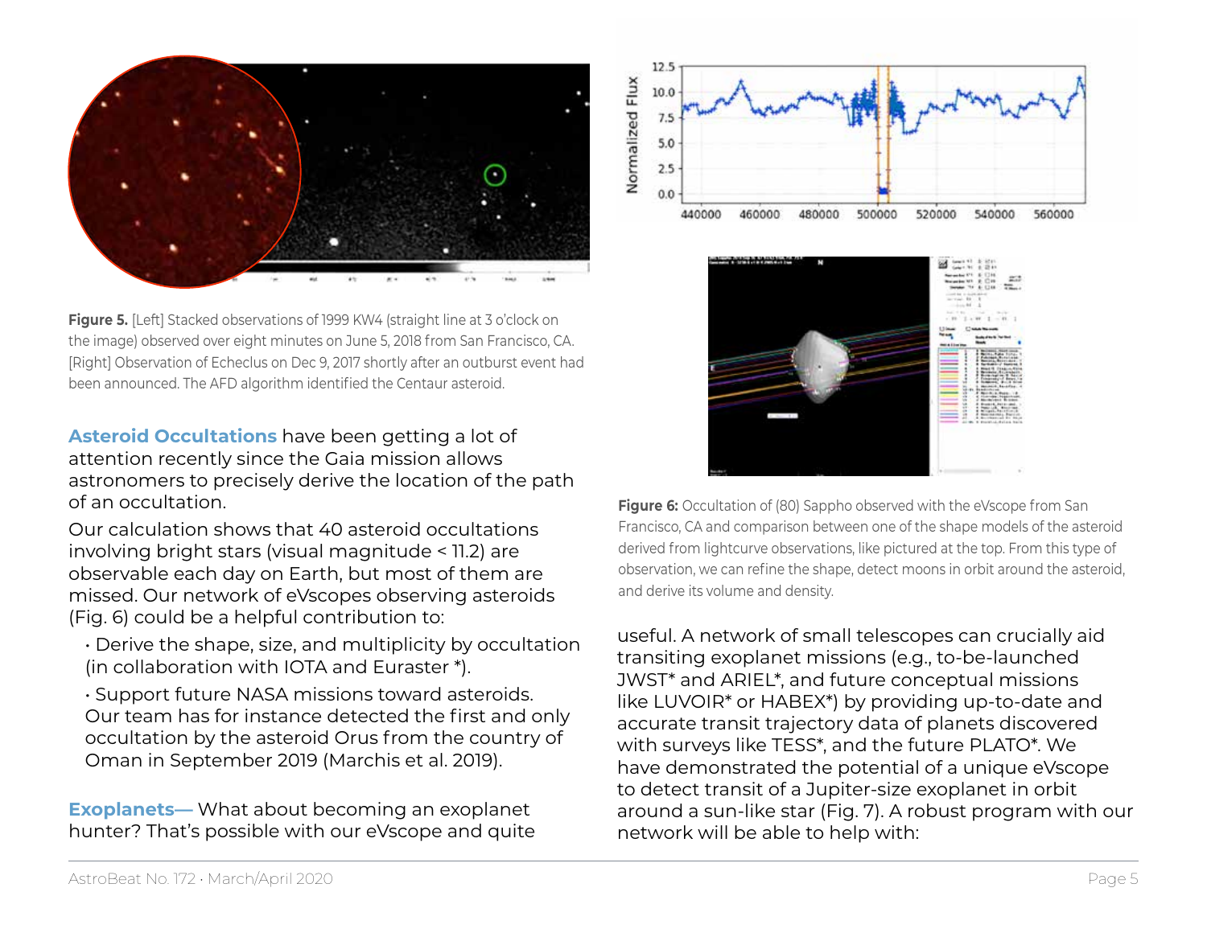**Figure 5.** [Left] Stacked observations of 1999 KW4 (straight line at 3 o'clock on the image) observed over eight minutes on June 5, 2018 from San Francisco, CA. [Right] Observation of Echeclus on Dec 9, 2017 shortly after an outburst event had been announced. The AFD algorithm identified the Centaur asteroid.

**Asteroid Occultations** have been getting a lot of attention recently since the Gaia mission allows astronomers to precisely derive the location of the path of an occultation.

Our calculation shows that 40 asteroid occultations involving bright stars (visual magnitude < 11.2) are observable each day on Earth, but most of them are missed. Our network of eVscopes observing asteroids (Fig. 6) could be a helpful contribution to:

- Derive the shape, size, and multiplicity by occultation (in collaboration with IOTA and Euraster *).
- Support future NASA missions toward asteroids. Our team has for instance detected the first and only occultation by the asteroid Orus from the country of Oman in September 2019 (Marchis et al. 2019).

**Exoplanets—** What about becoming an exoplanet hunter? That's possible with our eVscope and quite useful. A network of small telescopes can crucially aid transiting exoplanet missions (e.g., to-be-launched JWST* and ARIEL*, and future conceptual missions like LUVOIR* or HABEX*) by providing up-to-date and accurate transit trajectory data of planets discovered with surveys like TESS*, and the future PLATO*. We have demonstrated the potential of a unique eVscope to detect transit of a Jupiter-size exoplanet in orbit around a sun-like star (Fig. 7). A robust program with our network will be able to help with:

**Figure 6:** Occultation of (80) Sappho observed with the eVscope from San Francisco, CA and comparison between one of the shape models of the asteroid derived from lightcurve observations, like pictured at the top. From this type of observation, we can refine the shape, detect moons in orbit around the asteroid, and derive its volume and density.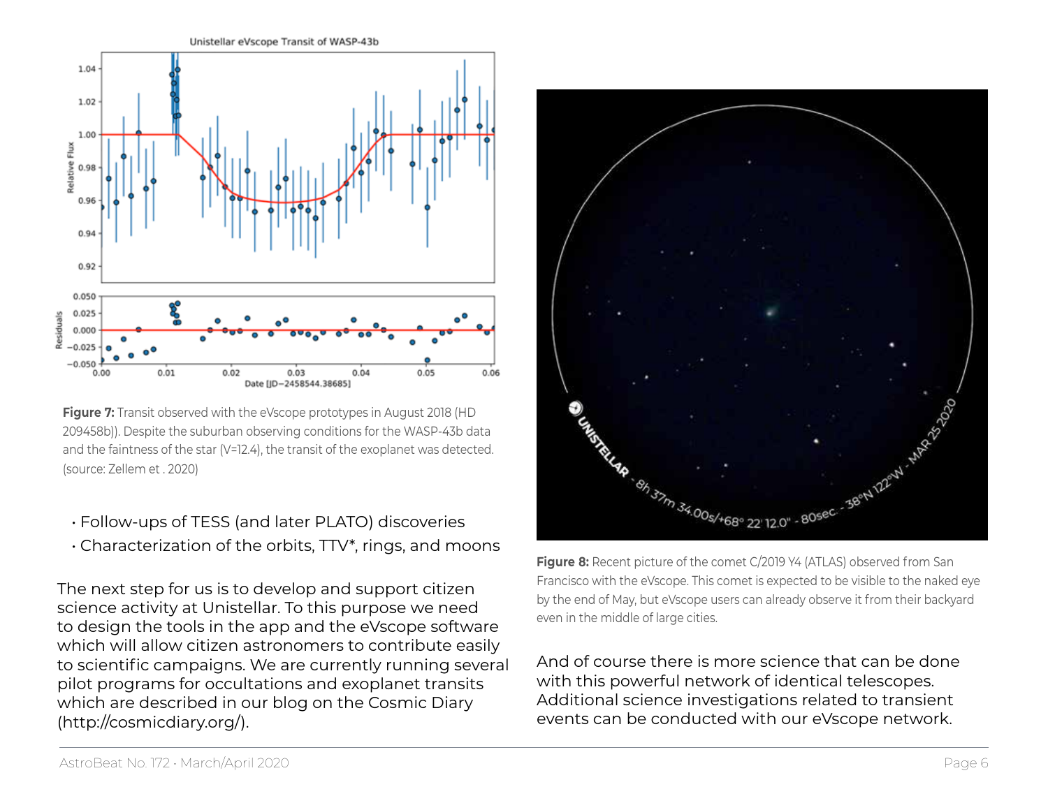**Figure 7:** Transit observed with the eVscope prototypes in August 2018 (HD 209458b)). Despite the suburban observing conditions for the WASP-43b data and the faintness of the star (V=12.4), the transit of the exoplanet was detected. (source: Zellem et . 2020)

- Follow-ups of TESS (and later PLATO) discoveries
- Characterization of the orbits, TTV*, rings, and moons

The next step for us is to develop and support citizen science activity at Unistellar. To this purpose we need to design the tools in the app and the eVscope software which will allow citizen astronomers to contribute easily to scientific campaigns. We are currently running several pilot programs for occultations and exoplanet transits which are described in our blog on the Cosmic Diary (http://cosmicdiary.org/).

**Figure 8:** Recent picture of the comet C/2019 Y4 (ATLAS) observed from San Francisco with the eVscope. This comet is expected to be visible to the naked eye by the end of May, but eVscope users can already observe it from their backyard even in the middle of large cities.

And of course there is more science that can be done with this powerful network of identical telescopes. Additional science investigations related to transient events can be conducted with our eVscope network.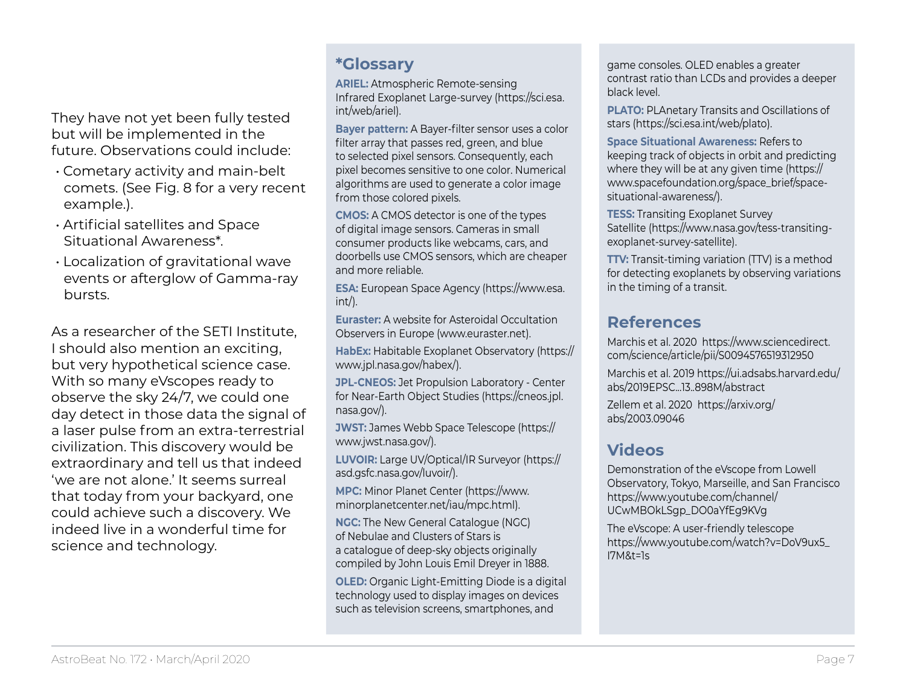They have not yet been fully tested but will be implemented in the future. Observations could include:

- Cometary activity and main-belt comets. (See Fig. 8 for a very recent example.).
- Artificial satellites and Space Situational Awareness*.
- Localization of gravitational wave events or afterglow of Gamma-ray bursts.

As a researcher of the SETI Institute, I should also mention an exciting, but very hypothetical science case. With so many eVscopes ready to observe the sky 24/7, we could one day detect in those data the signal of a laser pulse from an extra-terrestrial civilization. This discovery would be extraordinary and tell us that indeed 'we are not alone.' It seems surreal that today from your backyard, one could achieve such a discovery. We indeed live in a wonderful time for science and technology.

## *Glossary

**ARIEL:** Atmospheric Remote-sensing Infrared Exoplanet Large-survey (https://sci.esa.int/web/ariel).

**Bayer pattern:** A Bayer-filter sensor uses a color filter array that passes red, green, and blue to selected pixel sensors. Consequently, each pixel becomes sensitive to one color. Numerical algorithms are used to generate a color image from those colored pixels.

**CMOS:** A CMOS detector is one of the types of digital image sensors. Cameras in small consumer products like webcams, cars, and doorbells use CMOS sensors, which are cheaper and more reliable.

**ESA:** European Space Agency (https://www.esa.int/).

**Euraster:** A website for Asteroidal Occultation Observers in Europe (www.euraster.net).

**HabEx:** Habitable Exoplanet Observatory (https://www.jpl.nasa.gov/habex/).

**JPL-CNEOS:** Jet Propulsion Laboratory - Center for Near-Earth Object Studies (https://cneos.jpl.nasa.gov/).

**JWST:** James Webb Space Telescope (https://www.jwst.nasa.gov/).

**LUVOIR:** Large UV/Optical/IR Surveyor (https://asd.gsfc.nasa.gov/luvoir/).

**MPC:** Minor Planet Center (https://www.minorplanetcenter.net/iau/mpc.html).

**NGC:** The New General Catalogue (NGC) of Nebulae and Clusters of Stars is a catalogue of deep-sky objects originally compiled by John Louis Emil Dreyer in 1888.

**OLED:** Organic Light-Emitting Diode is a digital technology used to display images on devices such as television screens, smartphones, and game consoles. OLED enables a greater contrast ratio than LCDs and provides a deeper black level.

**PLATO:** PLAnetary Transits and Oscillations of stars (https://sci.esa.int/web/plato).

**Space Situational Awareness:** Refers to keeping track of objects in orbit and predicting where they will be at any given time (https://www.spacefoundation.org/space_brief/space-situational-awareness/).

**TESS:** Transiting Exoplanet Survey Satellite (https://www.nasa.gov/tess-transiting-exoplanet-survey-satellite).

**TTV:** Transit-timing variation (TTV) is a method for detecting exoplanets by observing variations in the timing of a transit.

## References

Marchis et al. 2020 https://www.sciencedirect.com/science/article/pii/S0094576519312950

Marchis et al. 2019 https://ui.adsabs.harvard.edu/abs/2019EPSC...13..898M/abstract

Zellem et al. 2020 https://arxiv.org/abs/2003.09046

## Videos

Demonstration of the eVscope from Lowell Observatory, Tokyo, Marseille, and San Francisco https://www.youtube.com/channel/UCwMBOkLSgp_DO0aYfEg9KVg

The eVscope: A user-friendly telescope https://www.youtube.com/watch?v=DoV9ux5_I7M&t=1s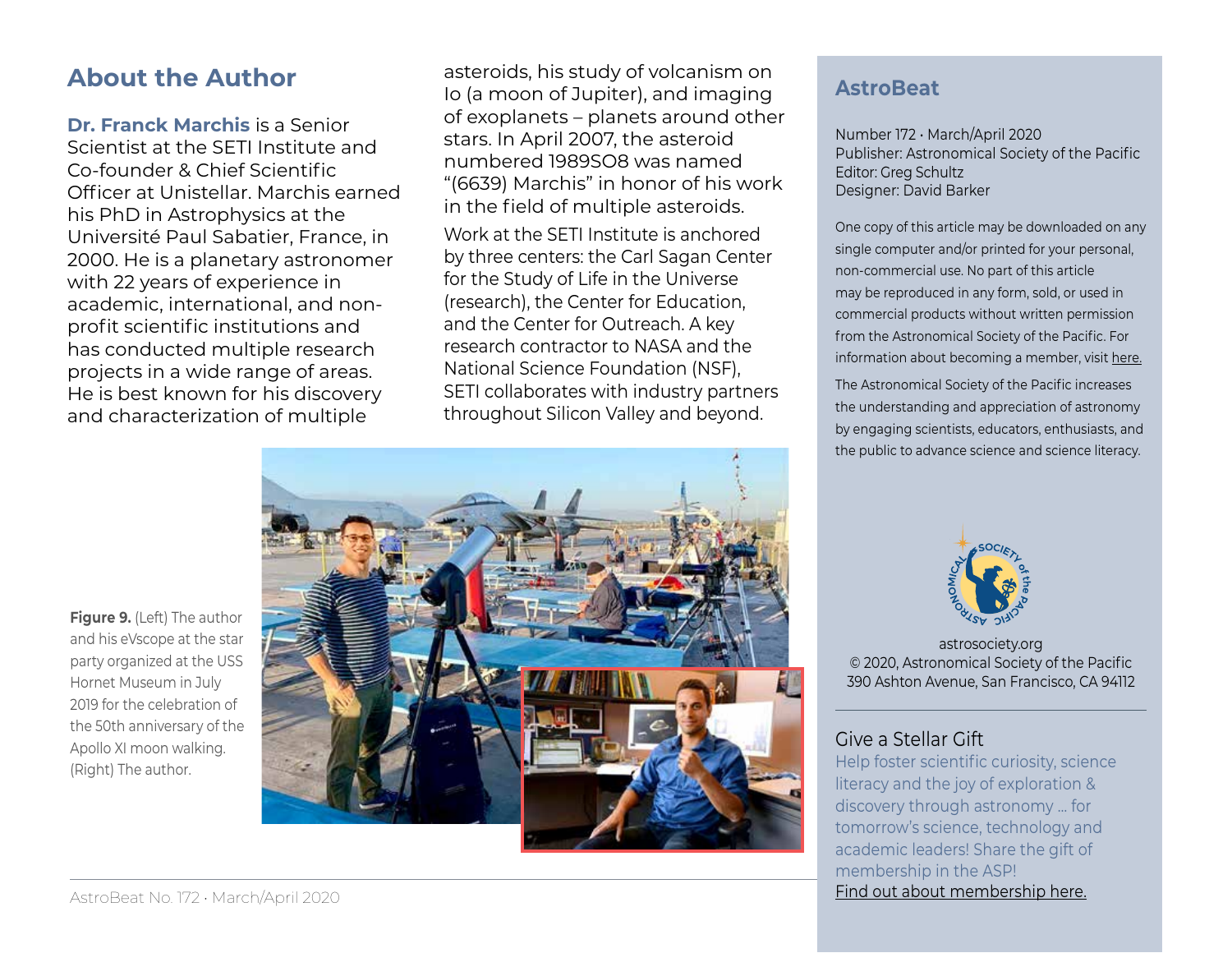## About the Author

**Dr. Franck Marchis** is a Senior Scientist at the SETI Institute and Co-founder & Chief Scientific Officer at Unistellar. Marchis earned his PhD in Astrophysics at the Université Paul Sabatier, France, in 2000. He is a planetary astronomer with 22 years of experience in academic, international, and non-profit scientific institutions and has conducted multiple research projects in a wide range of areas. He is best known for his discovery and characterization of multiple asteroids, his study of volcanism on Io (a moon of Jupiter), and imaging of exoplanets – planets around other stars. In April 2007, the asteroid numbered 1989SO8 was named "(6639) Marchis" in honor of his work in the field of multiple asteroids.

Work at the SETI Institute is anchored by three centers: the Carl Sagan Center for the Study of Life in the Universe (research), the Center for Education, and the Center for Outreach. A key research contractor to NASA and the National Science Foundation (NSF), SETI collaborates with industry partners throughout Silicon Valley and beyond.

**Figure 9.** (Left) The author and his eVscope at the star party organized at the USS Hornet Museum in July 2019 for the celebration of the 50th anniversary of the Apollo XI moon walking. (Right) The author.

## AstroBeat

Number 172 · March/April 2020
Publisher: Astronomical Society of the Pacific
Editor: Greg Schultz
Designer: David Barker

One copy of this article may be downloaded on any single computer and/or printed for your personal, non-commercial use. No part of this article may be reproduced in any form, sold, or used in commercial products without written permission from the Astronomical Society of the Pacific. For information about becoming a member, visit here.

The Astronomical Society of the Pacific increases the understanding and appreciation of astronomy by engaging scientists, educators, enthusiasts, and the public to advance science and science literacy.

astrosociety.org
© 2020, Astronomical Society of the Pacific
390 Ashton Avenue, San Francisco, CA 94112

### Give a Stellar Gift

Help foster scientific curiosity, science literacy and the joy of exploration & discovery through astronomy … for tomorrow's science, technology and academic leaders! Share the gift of membership in the ASP!

Find out about membership here.